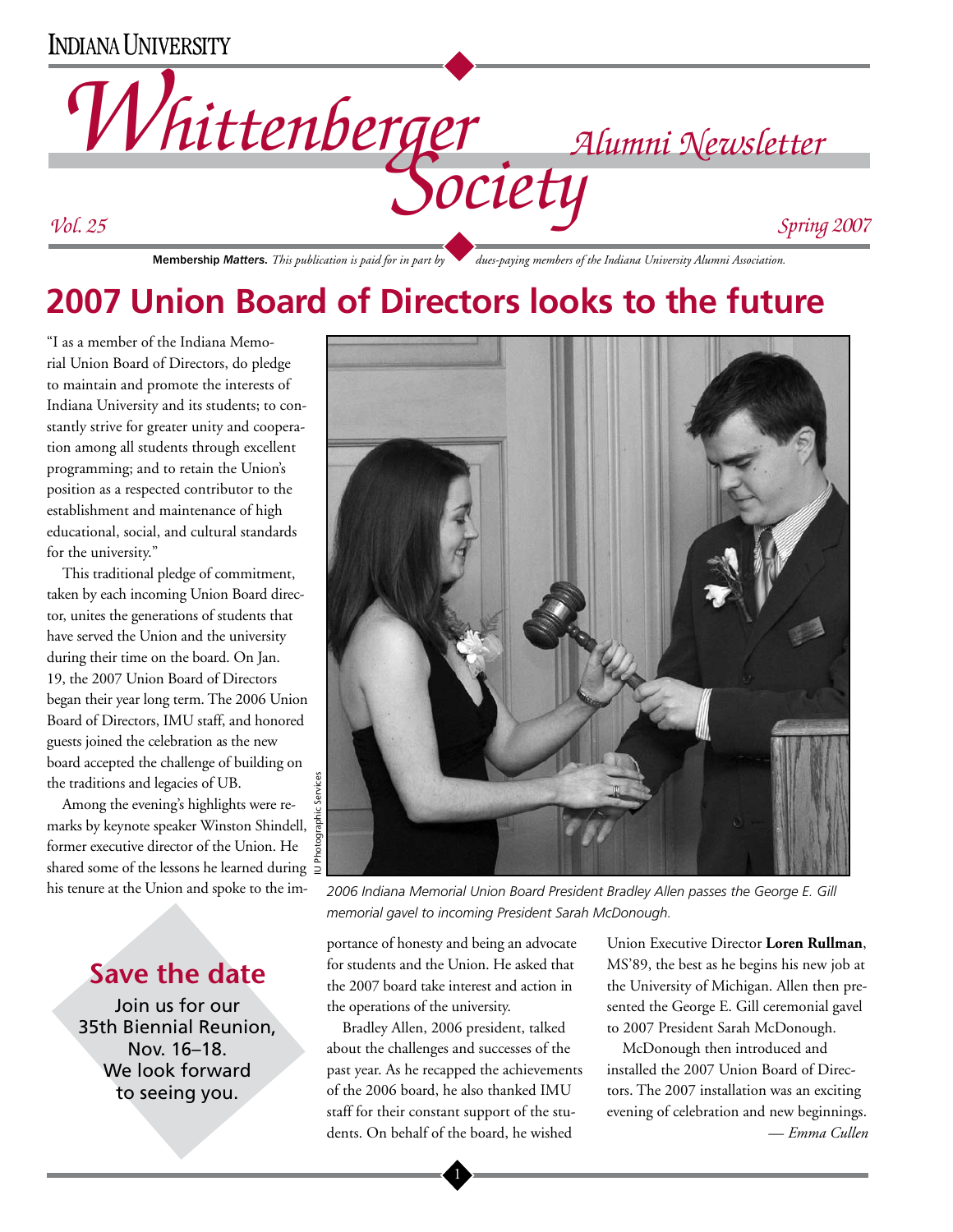INDIANA UNIVERSITY

# *Whittenberger Society* *Alumni Newsletter*

*Vol. 25* *Spring 2007*

**Membership *Matters*.** *This publication is paid for in part by dues-paying members of the Indiana University Alumni Association.*

## 2007 Union Board of Directors looks to the future

"I as a member of the Indiana Memorial Union Board of Directors, do pledge to maintain and promote the interests of Indiana University and its students; to constantly strive for greater unity and cooperation among all students through excellent programming; and to retain the Union's position as a respected contributor to the establishment and maintenance of high educational, social, and cultural standards for the university."

This traditional pledge of commitment, taken by each incoming Union Board director, unites the generations of students that have served the Union and the university during their time on the board. On Jan. 19, the 2007 Union Board of Directors began their year long term. The 2006 Union Board of Directors, IMU staff, and honored guests joined the celebration as the new board accepted the challenge of building on the traditions and legacies of UB.

Among the evening's highlights were remarks by keynote speaker Winston Shindell, former executive director of the Union. He shared some of the lessons he learned during his tenure at the Union and spoke to the importance of honesty and being an advocate for students and the Union. He asked that the 2007 board take interest and action in the operations of the university.

IU Photographic Services

*2006 Indiana Memorial Union Board President Bradley Allen passes the George E. Gill memorial gavel to incoming President Sarah McDonough.*

Bradley Allen, 2006 president, talked about the challenges and successes of the past year. As he recapped the achievements of the 2006 board, he also thanked IMU staff for their constant support of the students. On behalf of the board, he wished Union Executive Director **Loren Rullman**, MS'89, the best as he begins his new job at the University of Michigan. Allen then presented the George E. Gill ceremonial gavel to 2007 President Sarah McDonough.

McDonough then introduced and installed the 2007 Union Board of Directors. The 2007 installation was an exciting evening of celebration and new beginnings.

*— Emma Cullen*

### Save the date

Join us for our 35th Biennial Reunion, Nov. 16–18. We look forward to seeing you.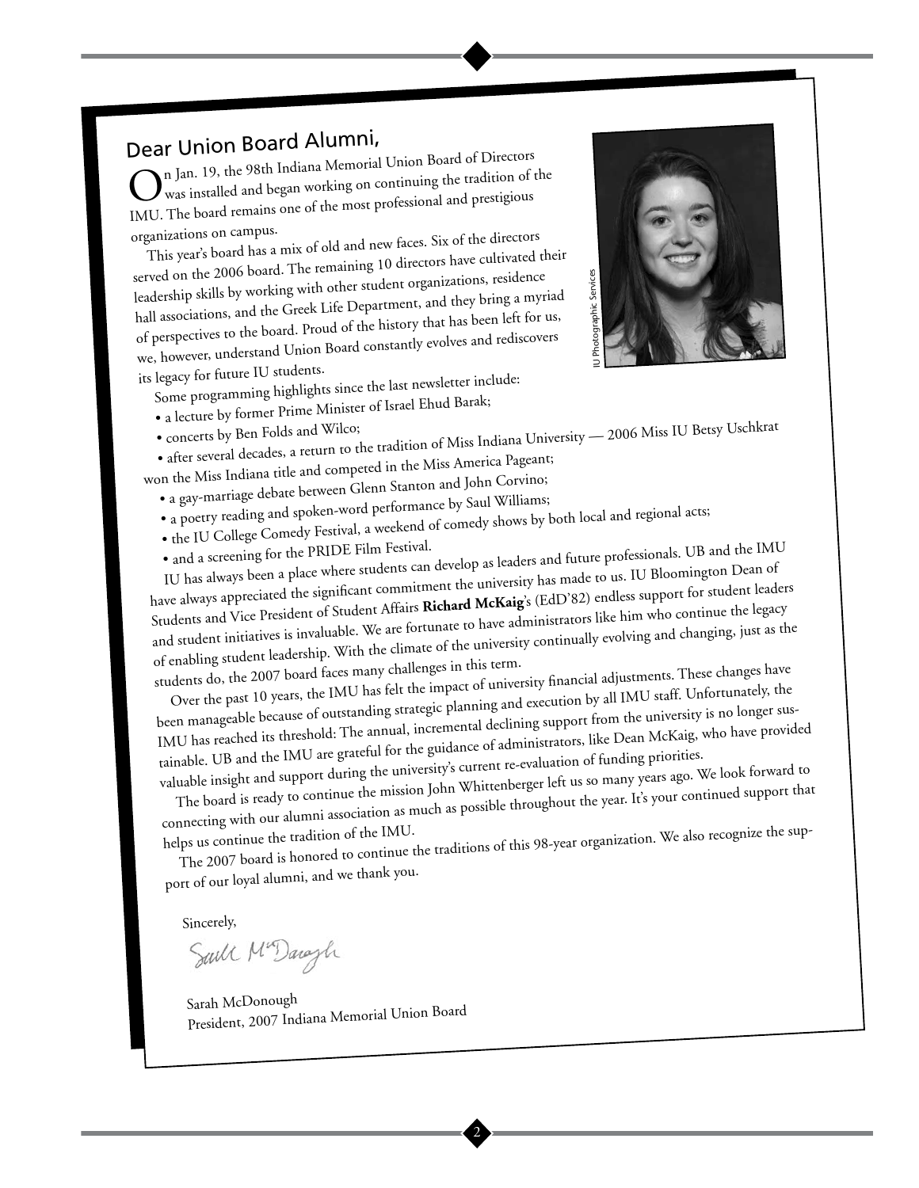## Dear Union Board Alumni,

On Jan. 19, the 98th Indiana Memorial Union Board of Directors was installed and began working on continuing the tradition of the IMU. The board remains one of the most professional and prestigious organizations on campus.

This year's board has a mix of old and new faces. Six of the directors served on the 2006 board. The remaining 10 directors have cultivated their leadership skills by working with other student organizations, residence hall associations, and the Greek Life Department, and they bring a myriad of perspectives to the board. Proud of the history that has been left for us, we, however, understand Union Board constantly evolves and rediscovers its legacy for future IU students.

IU Photographic Services

Some programming highlights since the last newsletter include:

- a lecture by former Prime Minister of Israel Ehud Barak;
- concerts by Ben Folds and Wilco;
- after several decades, a return to the tradition of Miss Indiana University — 2006 Miss IU Betsy Uschkrat won the Miss Indiana title and competed in the Miss America Pageant;
- a gay-marriage debate between Glenn Stanton and John Corvino;
- a poetry reading and spoken-word performance by Saul Williams;
- the IU College Comedy Festival, a weekend of comedy shows by both local and regional acts;
- and a screening for the PRIDE Film Festival.

IU has always been a place where students can develop as leaders and future professionals. UB and the IMU have always appreciated the significant commitment the university has made to us. IU Bloomington Dean of Students and Vice President of Student Affairs **Richard McKaig**'s (EdD'82) endless support for student leaders and student initiatives is invaluable. We are fortunate to have administrators like him who continue the legacy of enabling student leadership. With the climate of the university continually evolving and changing, just as the students do, the 2007 board faces many challenges in this term.

Over the past 10 years, the IMU has felt the impact of university financial adjustments. These changes have been manageable because of outstanding strategic planning and execution by all IMU staff. Unfortunately, the IMU has reached its threshold: The annual, incremental declining support from the university is no longer sustainable. UB and the IMU are grateful for the guidance of administrators, like Dean McKaig, who have provided valuable insight and support during the university's current re-evaluation of funding priorities.

The board is ready to continue the mission John Whittenberger left us so many years ago. We look forward to connecting with our alumni association as much as possible throughout the year. It's your continued support that helps us continue the tradition of the IMU.

The 2007 board is honored to continue the traditions of this 98-year organization. We also recognize the support of our loyal alumni, and we thank you.

Sincerely,

Sarah McDonough
President, 2007 Indiana Memorial Union Board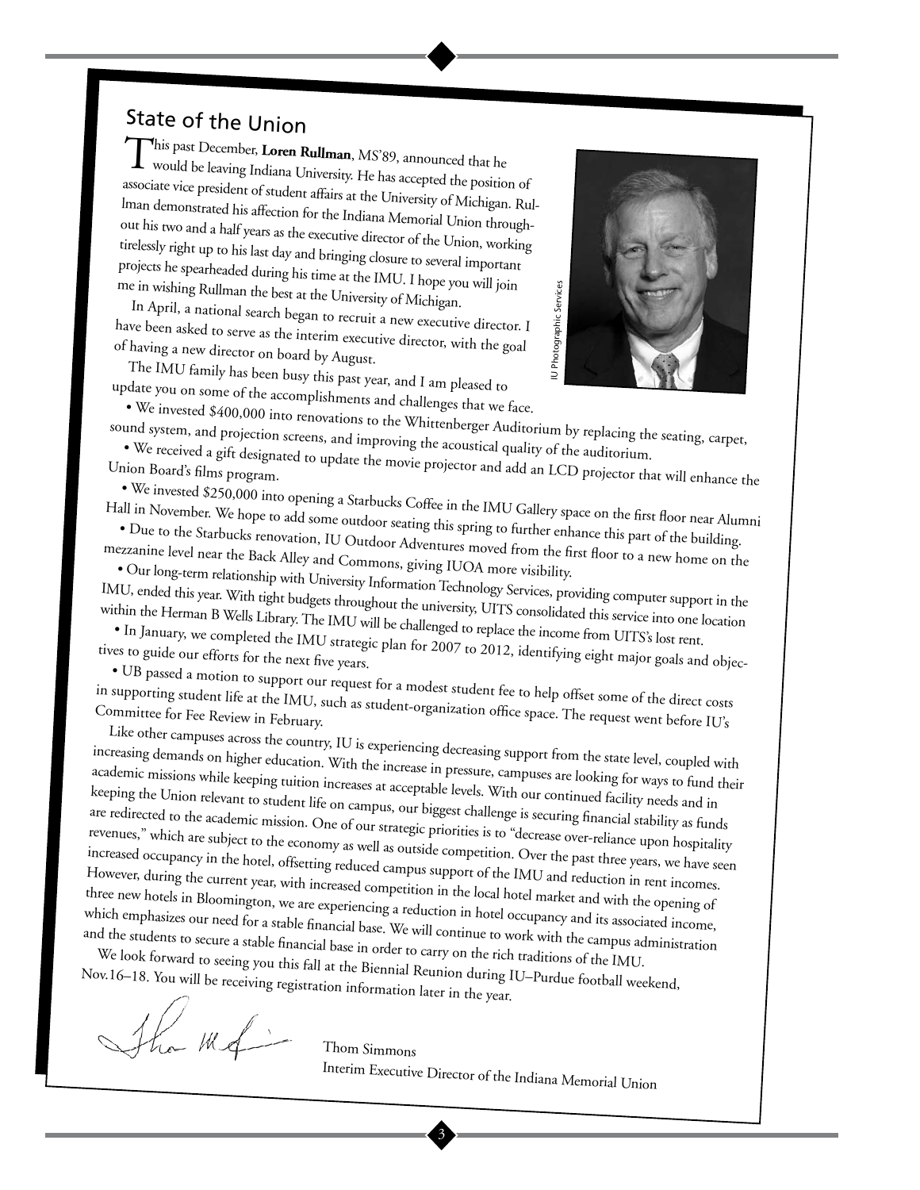## State of the Union

This past December, **Loren Rullman**, MS'89, announced that he would be leaving Indiana University. He has accepted the position of associate vice president of student affairs at the University of Michigan. Rullman demonstrated his affection for the Indiana Memorial Union throughout his two and a half years as the executive director of the Union, working tirelessly right up to his last day and bringing closure to several important projects he spearheaded during his time at the IMU. I hope you will join me in wishing Rullman the best at the University of Michigan.

In April, a national search began to recruit a new executive director. I have been asked to serve as the interim executive director, with the goal of having a new director on board by August.

The IMU family has been busy this past year, and I am pleased to update you on some of the accomplishments and challenges that we face.

- We invested $400,000 into renovations to the Whittenberger Auditorium by replacing the seating, carpet, sound system, and projection screens, and improving the acoustical quality of the auditorium.
- We received a gift designated to update the movie projector and add an LCD projector that will enhance the Union Board's films program.
- We invested $250,000 into opening a Starbucks Coffee in the IMU Gallery space on the first floor near Alumni Hall in November. We hope to add some outdoor seating this spring to further enhance this part of the building.
- Due to the Starbucks renovation, IU Outdoor Adventures moved from the first floor to a new home on the mezzanine level near the Back Alley and Commons, giving IUOA more visibility.
- Our long-term relationship with University Information Technology Services, providing computer support in the IMU, ended this year. With tight budgets throughout the university, UITS consolidated this service into one location within the Herman B Wells Library. The IMU will be challenged to replace the income from UITS's lost rent.
- In January, we completed the IMU strategic plan for 2007 to 2012, identifying eight major goals and objectives to guide our efforts for the next five years.
- UB passed a motion to support our request for a modest student fee to help offset some of the direct costs in supporting student life at the IMU, such as student-organization office space. The request went before IU's Committee for Fee Review in February.

Like other campuses across the country, IU is experiencing decreasing support from the state level, coupled with increasing demands on higher education. With the increase in pressure, campuses are looking for ways to fund their academic missions while keeping tuition increases at acceptable levels. With our continued facility needs and in keeping the Union relevant to student life on campus, our biggest challenge is securing financial stability as funds are redirected to the academic mission. One of our strategic priorities is to "decrease over-reliance upon hospitality revenues," which are subject to the economy as well as outside competition. Over the past three years, we have seen increased occupancy in the hotel, offsetting reduced campus support of the IMU and reduction in rent incomes. However, during the current year, with increased competition in the local hotel market and with the opening of three new hotels in Bloomington, we are experiencing a reduction in hotel occupancy and its associated income, which emphasizes our need for a stable financial base. We will continue to work with the campus administration and the students to secure a stable financial base in order to carry on the rich traditions of the IMU.

We look forward to seeing you this fall at the Biennial Reunion during IU–Purdue football weekend, Nov.16–18. You will be receiving registration information later in the year.

Thom Simmons
Interim Executive Director of the Indiana Memorial Union

IU Photographic Services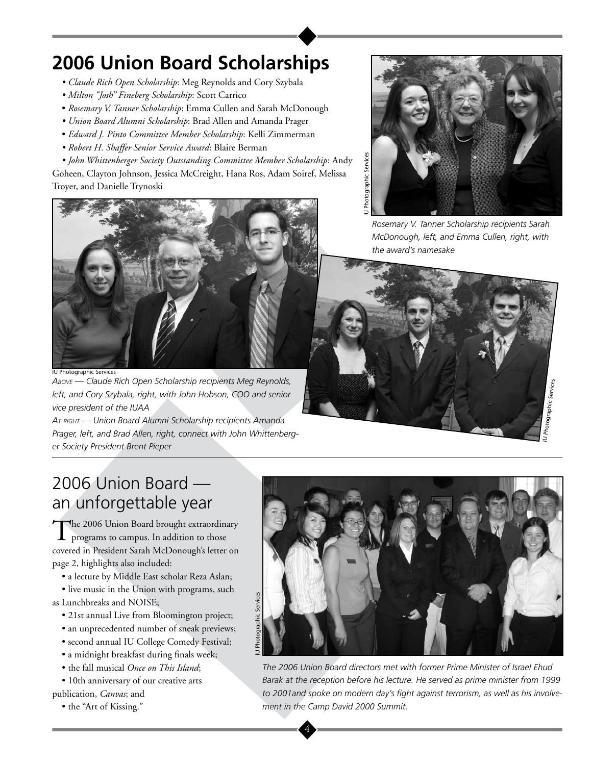# 2006 Union Board Scholarships

- *Claude Rich Open Scholarship*: Meg Reynolds and Cory Szybala
- *Milton "Josh" Fineberg Scholarship*: Scott Carrico
- *Rosemary V. Tanner Scholarship*: Emma Cullen and Sarah McDonough
- *Union Board Alumni Scholarship*: Brad Allen and Amanda Prager
- *Edward J. Pinto Committee Member Scholarship*: Kelli Zimmerman
- *Robert H. Shaffer Senior Service Award*: Blaire Berman
- *John Whittenberger Society Outstanding Committee Member Scholarship*: Andy Goheen, Clayton Johnson, Jessica McCreight, Hana Ros, Adam Soiref, Melissa Troyer, and Danielle Trynoski

IU Photographic Services

*Rosemary V. Tanner Scholarship recipients Sarah McDonough, left, and Emma Cullen, right, with the award's namesake*

IU Photographic Services

*ABOVE — Claude Rich Open Scholarship recipients Meg Reynolds, left, and Cory Szybala, right, with John Hobson, COO and senior vice president of the IUAA*

*AT RIGHT — Union Board Alumni Scholarship recipients Amanda Prager, left, and Brad Allen, right, connect with John Whittenberger Society President Brent Pieper*

IU Photographic Services

## 2006 Union Board — an unforgettable year

The 2006 Union Board brought extraordinary programs to campus. In addition to those covered in President Sarah McDonough's letter on page 2, highlights also included:

- a lecture by Middle East scholar Reza Aslan;
- live music in the Union with programs, such as Lunchbreaks and NOISE;
- 21st annual Live from Bloomington project;
- an unprecedented number of sneak previews;
- second annual IU College Comedy Festival;
- a midnight breakfast during finals week;
- the fall musical *Once on This Island*;
- 10th anniversary of our creative arts publication, *Canvas*; and
- the "Art of Kissing."

IU Photographic Services

*The 2006 Union Board directors met with former Prime Minister of Israel Ehud Barak at the reception before his lecture. He served as prime minister from 1999 to 2001and spoke on modern day's fight against terrorism, as well as his involvement in the Camp David 2000 Summit.*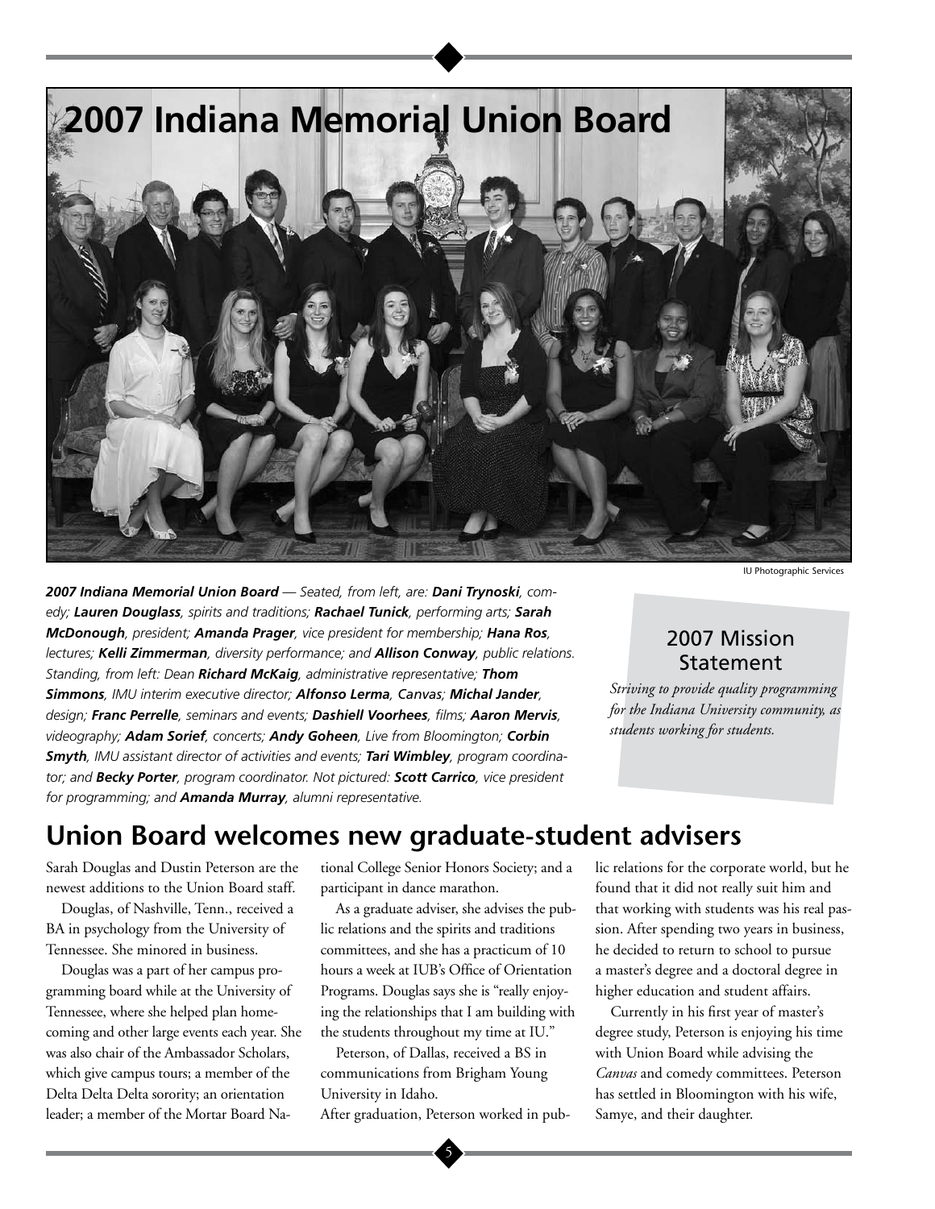# 2007 Indiana Memorial Union Board

IU Photographic Services

***2007 Indiana Memorial Union Board** — Seated, from left, are: **Dani Trynoski**, comedy; **Lauren Douglass**, spirits and traditions; **Rachael Tunick**, performing arts; **Sarah McDonough**, president; **Amanda Prager**, vice president for membership; **Hana Ros**, lectures; **Kelli Zimmerman**, diversity performance; and **Allison Conway**, public relations. Standing, from left: Dean **Richard McKaig**, administrative representative; **Thom Simmons**, IMU interim executive director; **Alfonso Lerma**, Canvas; **Michal Jander**, design; **Franc Perrelle**, seminars and events; **Dashiell Voorhees**, films; **Aaron Mervis**, videography; **Adam Sorief**, concerts; **Andy Goheen**, Live from Bloomington; **Corbin Smyth**, IMU assistant director of activities and events; **Tari Wimbley**, program coordinator; and **Becky Porter**, program coordinator. Not pictured: **Scott Carrico**, vice president for programming; and **Amanda Murray**, alumni representative.*

### 2007 Mission Statement

*Striving to provide quality programming for the Indiana University community, as students working for students.*

## Union Board welcomes new graduate-student advisers

Sarah Douglas and Dustin Peterson are the newest additions to the Union Board staff.

Douglas, of Nashville, Tenn., received a BA in psychology from the University of Tennessee. She minored in business.

Douglas was a part of her campus programming board while at the University of Tennessee, where she helped plan homecoming and other large events each year. She was also chair of the Ambassador Scholars, which give campus tours; a member of the Delta Delta Delta sorority; an orientation leader; a member of the Mortar Board National College Senior Honors Society; and a participant in dance marathon.

As a graduate adviser, she advises the public relations and the spirits and traditions committees, and she has a practicum of 10 hours a week at IUB's Office of Orientation Programs. Douglas says she is "really enjoying the relationships that I am building with the students throughout my time at IU."

Peterson, of Dallas, received a BS in communications from Brigham Young University in Idaho.

After graduation, Peterson worked in public relations for the corporate world, but he found that it did not really suit him and that working with students was his real passion. After spending two years in business, he decided to return to school to pursue a master's degree and a doctoral degree in higher education and student affairs.

Currently in his first year of master's degree study, Peterson is enjoying his time with Union Board while advising the *Canvas* and comedy committees. Peterson has settled in Bloomington with his wife, Samye, and their daughter.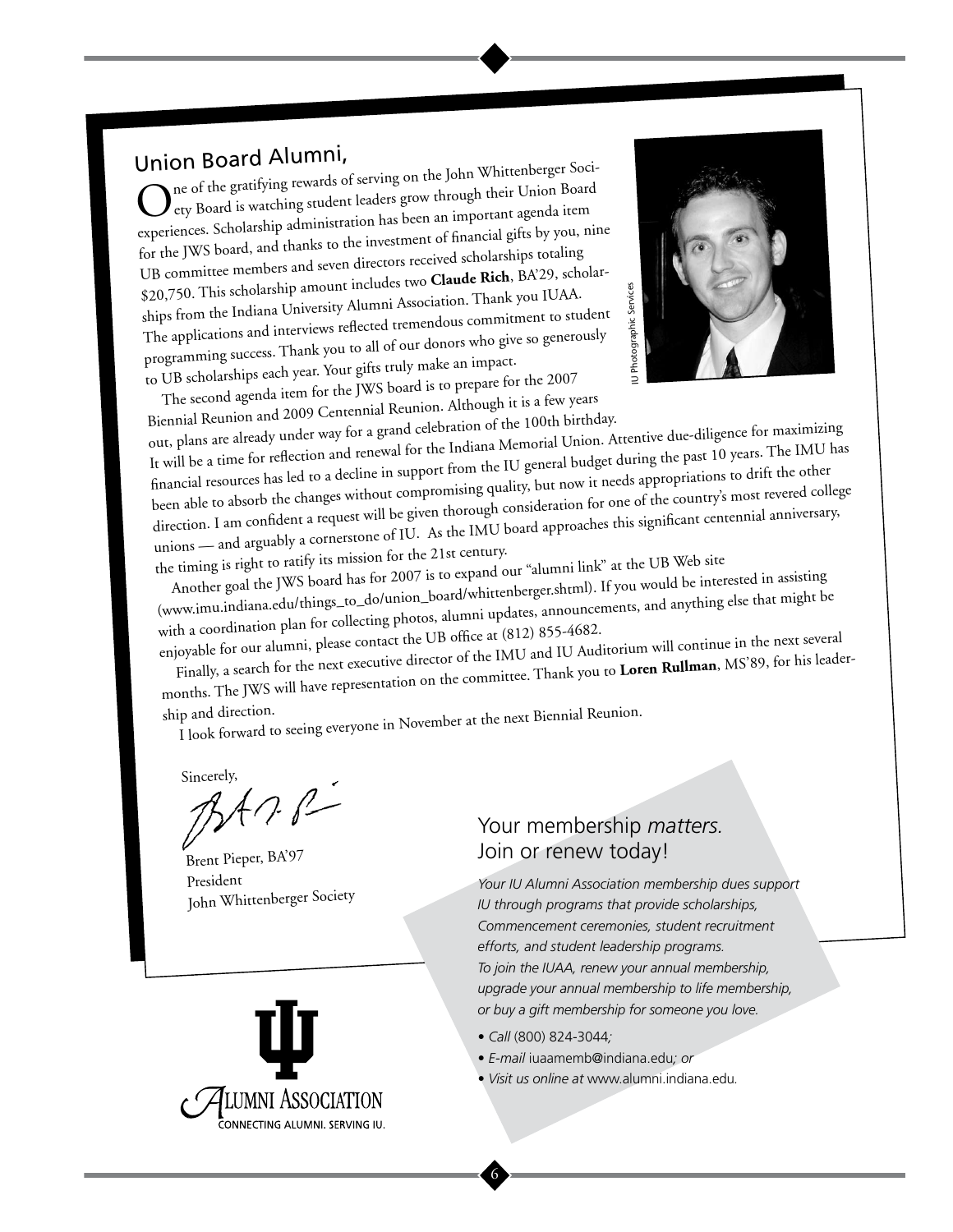## Union Board Alumni,

One of the gratifying rewards of serving on the John Whittenberger Society Board is watching student leaders grow through their Union Board experiences. Scholarship administration has been an important agenda item for the JWS board, and thanks to the investment of financial gifts by you, nine UB committee members and seven directors received scholarships totaling $20,750. This scholarship amount includes two **Claude Rich**, BA'29, scholarships from the Indiana University Alumni Association. Thank you IUAA. The applications and interviews reflected tremendous commitment to student programming success. Thank you to all of our donors who give so generously to UB scholarships each year. Your gifts truly make an impact.

The second agenda item for the JWS board is to prepare for the 2007 Biennial Reunion and 2009 Centennial Reunion. Although it is a few years out, plans are already under way for a grand celebration of the 100th birthday. It will be a time for reflection and renewal for the Indiana Memorial Union. Attentive due-diligence for maximizing financial resources has led to a decline in support from the IU general budget during the past 10 years. The IMU has been able to absorb the changes without compromising quality, but now it needs appropriations to drift the other direction. I am confident a request will be given thorough consideration for one of the country's most revered college unions — and arguably a cornerstone of IU. As the IMU board approaches this significant centennial anniversary, the timing is right to ratify its mission for the 21st century.

Another goal the JWS board has for 2007 is to expand our "alumni link" at the UB Web site (www.imu.indiana.edu/things_to_do/union_board/whittenberger.shtml). If you would be interested in assisting with a coordination plan for collecting photos, alumni updates, announcements, and anything else that might be enjoyable for our alumni, please contact the UB office at (812) 855-4682.

Finally, a search for the next executive director of the IMU and IU Auditorium will continue in the next several months. The JWS will have representation on the committee. Thank you to **Loren Rullman**, MS'89, for his leadership and direction.

I look forward to seeing everyone in November at the next Biennial Reunion.

Sincerely,

Brent Pieper, BA'97
President
John Whittenberger Society

IU Photographic Services

## Your membership *matters.* Join or renew today!

*Your IU Alumni Association membership dues support IU through programs that provide scholarships, Commencement ceremonies, student recruitment efforts, and student leadership programs. To join the IUAA, renew your annual membership, upgrade your annual membership to life membership, or buy a gift membership for someone you love.*

- *Call* (800) 824-3044*;*
- *E-mail* iuaamemb@indiana.edu*; or*
- *Visit us online at* www.alumni.indiana.edu.

Alumni Association
CONNECTING ALUMNI. SERVING IU.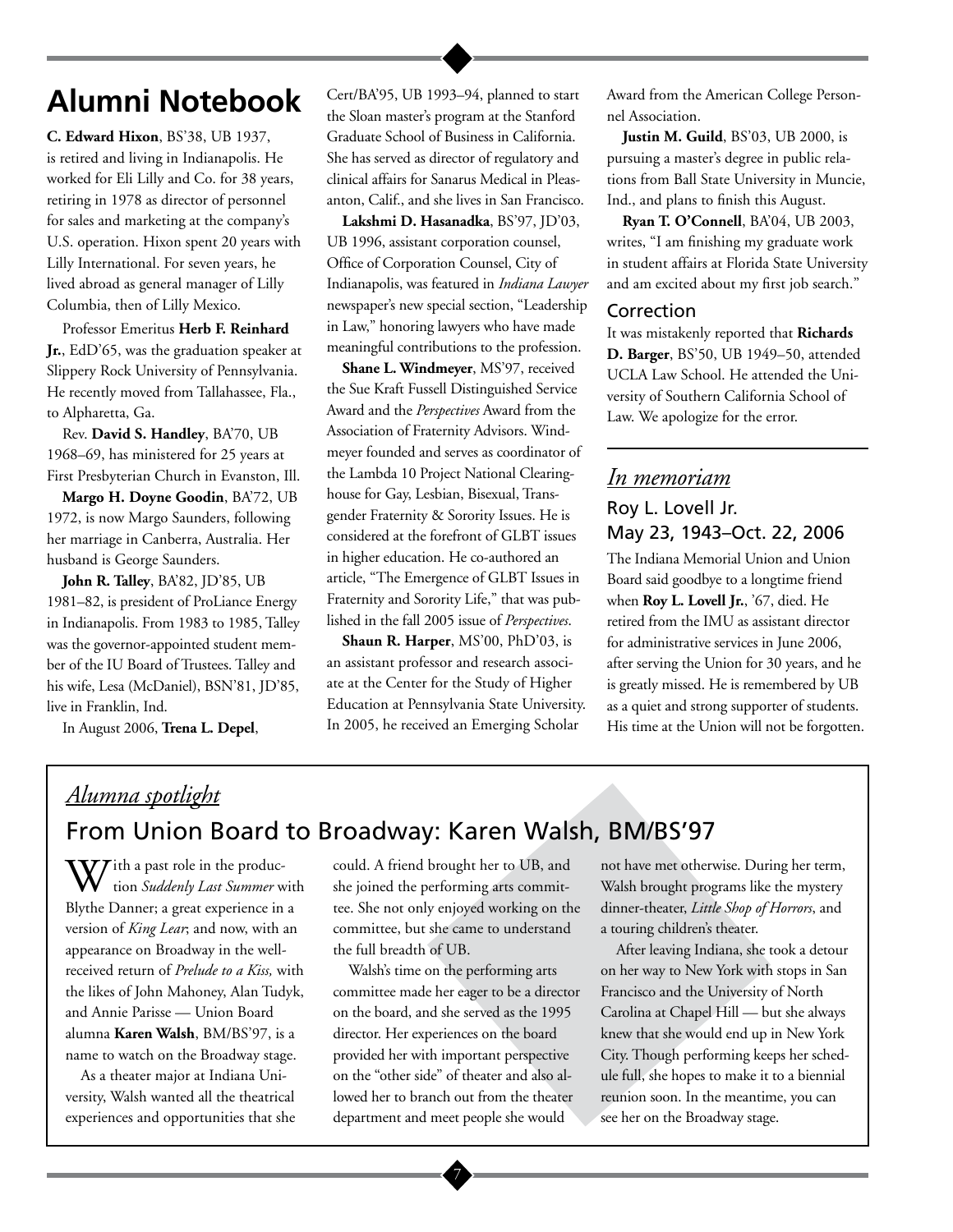# Alumni Notebook

**C. Edward Hixon**, BS'38, UB 1937, is retired and living in Indianapolis. He worked for Eli Lilly and Co. for 38 years, retiring in 1978 as director of personnel for sales and marketing at the company's U.S. operation. Hixon spent 20 years with Lilly International. For seven years, he lived abroad as general manager of Lilly Columbia, then of Lilly Mexico.

Professor Emeritus **Herb F. Reinhard Jr.**, EdD'65, was the graduation speaker at Slippery Rock University of Pennsylvania. He recently moved from Tallahassee, Fla., to Alpharetta, Ga.

Rev. **David S. Handley**, BA'70, UB 1968–69, has ministered for 25 years at First Presbyterian Church in Evanston, Ill.

**Margo H. Doyne Goodin**, BA'72, UB 1972, is now Margo Saunders, following her marriage in Canberra, Australia. Her husband is George Saunders.

**John R. Talley**, BA'82, JD'85, UB 1981–82, is president of ProLiance Energy in Indianapolis. From 1983 to 1985, Talley was the governor-appointed student member of the IU Board of Trustees. Talley and his wife, Lesa (McDaniel), BSN'81, JD'85, live in Franklin, Ind.

In August 2006, **Trena L. Depel**, Cert/BA'95, UB 1993–94, planned to start the Sloan master's program at the Stanford Graduate School of Business in California. She has served as director of regulatory and clinical affairs for Sanarus Medical in Pleasanton, Calif., and she lives in San Francisco.

**Lakshmi D. Hasanadka**, BS'97, JD'03, UB 1996, assistant corporation counsel, Office of Corporation Counsel, City of Indianapolis, was featured in *Indiana Lawyer* newspaper's new special section, "Leadership in Law," honoring lawyers who have made meaningful contributions to the profession.

**Shane L. Windmeyer**, MS'97, received the Sue Kraft Fussell Distinguished Service Award and the *Perspectives* Award from the Association of Fraternity Advisors. Windmeyer founded and serves as coordinator of the Lambda 10 Project National Clearinghouse for Gay, Lesbian, Bisexual, Transgender Fraternity & Sorority Issues. He is considered at the forefront of GLBT issues in higher education. He co-authored an article, "The Emergence of GLBT Issues in Fraternity and Sorority Life," that was published in the fall 2005 issue of *Perspectives*.

**Shaun R. Harper**, MS'00, PhD'03, is an assistant professor and research associate at the Center for the Study of Higher Education at Pennsylvania State University. In 2005, he received an Emerging Scholar Award from the American College Personnel Association.

**Justin M. Guild**, BS'03, UB 2000, is pursuing a master's degree in public relations from Ball State University in Muncie, Ind., and plans to finish this August.

**Ryan T. O'Connell**, BA'04, UB 2003, writes, "I am finishing my graduate work in student affairs at Florida State University and am excited about my first job search."

### Correction

It was mistakenly reported that **Richards D. Barger**, BS'50, UB 1949–50, attended UCLA Law School. He attended the University of Southern California School of Law. We apologize for the error.

## *In memoriam*

### Roy L. Lovell Jr.
### May 23, 1943–Oct. 22, 2006

The Indiana Memorial Union and Union Board said goodbye to a longtime friend when **Roy L. Lovell Jr.**, '67, died. He retired from the IMU as assistant director for administrative services in June 2006, after serving the Union for 30 years, and he is greatly missed. He is remembered by UB as a quiet and strong supporter of students. His time at the Union will not be forgotten.

## *Alumna spotlight*

### From Union Board to Broadway: Karen Walsh, BM/BS'97

With a past role in the production *Suddenly Last Summer* with Blythe Danner; a great experience in a version of *King Lear*; and now, with an appearance on Broadway in the well-received return of *Prelude to a Kiss,* with the likes of John Mahoney, Alan Tudyk, and Annie Parisse — Union Board alumna **Karen Walsh**, BM/BS'97, is a name to watch on the Broadway stage.

As a theater major at Indiana University, Walsh wanted all the theatrical experiences and opportunities that she could. A friend brought her to UB, and she joined the performing arts committee. She not only enjoyed working on the committee, but she came to understand the full breadth of UB.

Walsh's time on the performing arts committee made her eager to be a director on the board, and she served as the 1995 director. Her experiences on the board provided her with important perspective on the "other side" of theater and also allowed her to branch out from the theater department and meet people she would not have met otherwise. During her term, Walsh brought programs like the mystery dinner-theater, *Little Shop of Horrors*, and a touring children's theater.

After leaving Indiana, she took a detour on her way to New York with stops in San Francisco and the University of North Carolina at Chapel Hill — but she always knew that she would end up in New York City. Though performing keeps her schedule full, she hopes to make it to a biennial reunion soon. In the meantime, you can see her on the Broadway stage.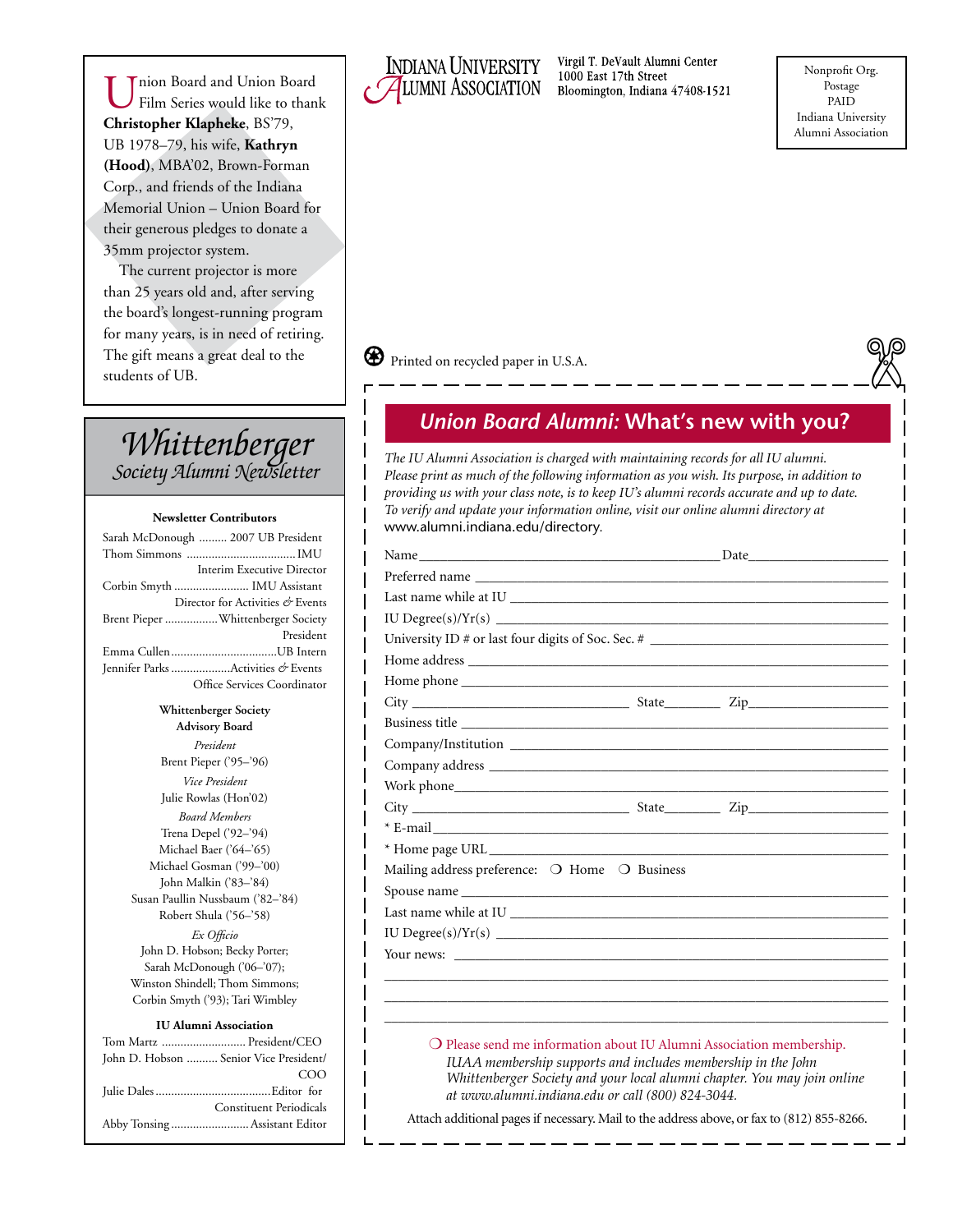Union Board and Union Board Film Series would like to thank **Christopher Klapheke**, BS'79, UB 1978–79, his wife, **Kathryn (Hood)**, MBA'02, Brown-Forman Corp., and friends of the Indiana Memorial Union – Union Board for their generous pledges to donate a 35mm projector system.

The current projector is more than 25 years old and, after serving the board's longest-running program for many years, is in need of retiring. The gift means a great deal to the students of UB.

# Whittenberger Society Alumni Newsletter

**Newsletter Contributors**

Sarah McDonough ......... 2007 UB President
Thom Simmons ......... IMU Interim Executive Director
Corbin Smyth ......... IMU Assistant Director for Activities & Events
Brent Pieper ......... Whittenberger Society President
Emma Cullen ......... UB Intern
Jennifer Parks ......... Activities & Events Office Services Coordinator

**Whittenberger Society Advisory Board**

*President*
Brent Pieper ('95–'96)

*Vice President*
Julie Rowlas (Hon'02)

*Board Members*
Trena Depel ('92–'94)
Michael Baer ('64–'65)
Michael Gosman ('99–'00)
John Malkin ('83–'84)
Susan Paullin Nussbaum ('82–'84)
Robert Shula ('56–'58)

*Ex Officio*
John D. Hobson; Becky Porter; Sarah McDonough ('06–'07); Winston Shindell; Thom Simmons; Corbin Smyth ('93); Tari Wimbley

**IU Alumni Association**

Tom Martz ......... President/CEO
John D. Hobson ......... Senior Vice President/COO
Julie Dales ......... Editor for Constituent Periodicals
Abby Tonsing ......... Assistant Editor

Indiana University Alumni Association
Virgil T. DeVault Alumni Center
1000 East 17th Street
Bloomington, Indiana 47408-1521

Nonprofit Org.
Postage
PAID
Indiana University
Alumni Association

Printed on recycled paper in U.S.A.

## *Union Board Alumni:* What's new with you?

*The IU Alumni Association is charged with maintaining records for all IU alumni. Please print as much of the following information as you wish. Its purpose, in addition to providing us with your class note, is to keep IU's alumni records accurate and up to date. To verify and update your information online, visit our online alumni directory at* www.alumni.indiana.edu/directory.

Name ____________________ Date __________
Preferred name ____________________
Last name while at IU ____________________
IU Degree(s)/Yr(s) ____________________
University ID # or last four digits of Soc. Sec. # ____________________
Home address ____________________
Home phone ____________________
City ____________ State ______ Zip ________
Business title ____________________
Company/Institution ____________________
Company address ____________________
Work phone ____________________
City ____________ State ______ Zip ________
* E-mail ____________________
* Home page URL ____________________
Mailing address preference: ❍ Home ❍ Business
Spouse name ____________________
Last name while at IU ____________________
IU Degree(s)/Yr(s) ____________________
Your news: ____________________

❍ Please send me information about IU Alumni Association membership.
*IUAA membership supports and includes membership in the John Whittenberger Society and your local alumni chapter. You may join online at www.alumni.indiana.edu or call (800) 824-3044.*

Attach additional pages if necessary. Mail to the address above, or fax to (812) 855-8266.